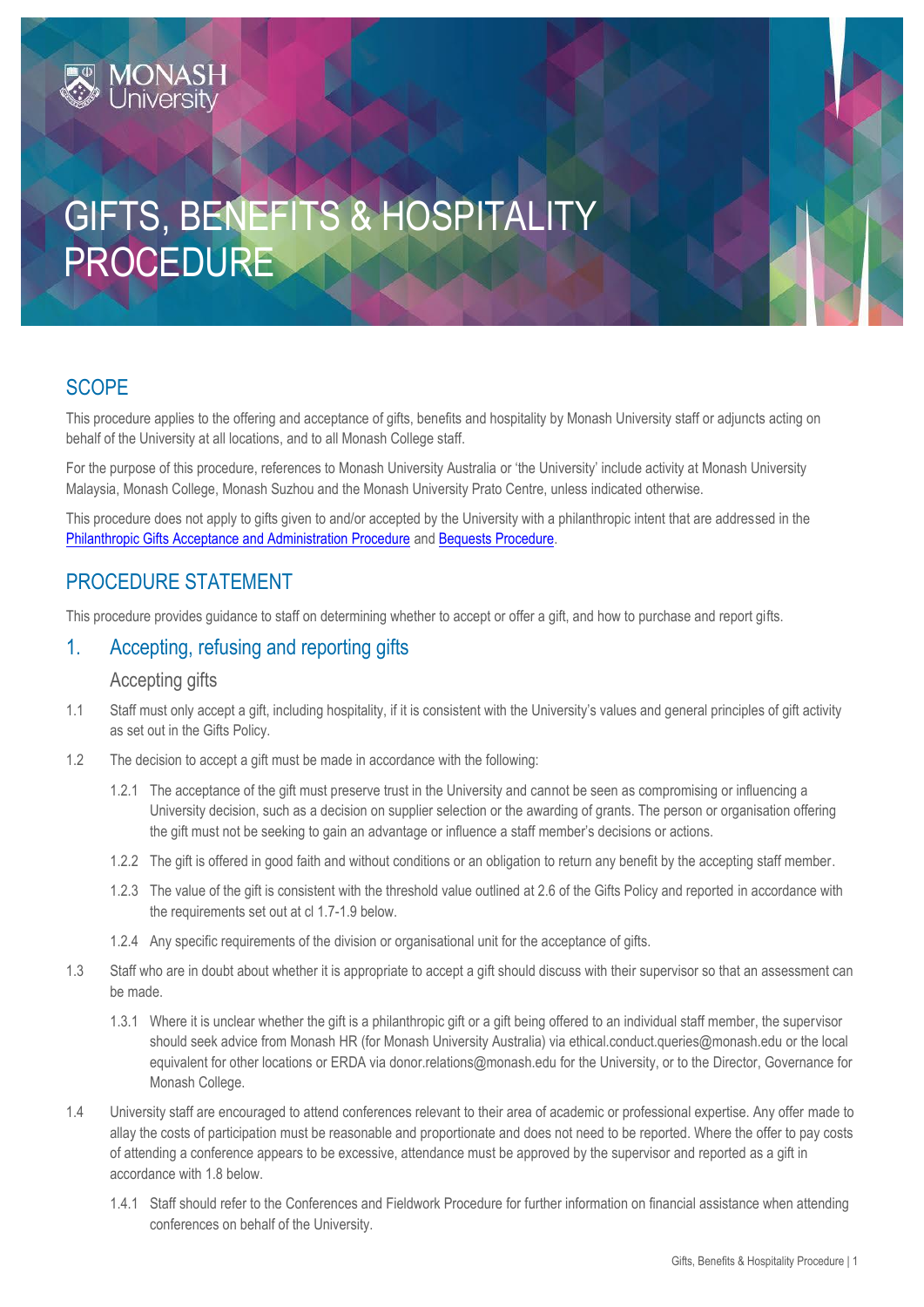# GIFTS, BENEFITS & HOSPITALITY PROCEDURE

## SCOPE

This procedure applies to the offering and acceptance of gifts, benefits and hospitality by Monash University staff or adjuncts acting on behalf of the University at all locations, and to all Monash College staff.

For the purpose of this procedure, references to Monash University Australia or 'the University' include activity at Monash University Malaysia, Monash College, Monash Suzhou and the Monash University Prato Centre, unless indicated otherwise.

This procedure does not apply to gifts given to and/or accepted by the University with a philanthropic intent that are addressed in the Philanthropic Gifts Acceptance and Administration Procedure and Bequests Procedure.

## PROCEDURE STATEMENT

This procedure provides guidance to staff on determining whether to accept or offer a gift, and how to purchase and report gifts.

### 1. Accepting, refusing and reporting gifts

#### Accepting gifts

1.1 Staff must only accept a gift, including hospitality, if it is consistent with the University's values and general principles of gift activity as set out in the Gifts Policy.

1.2 The decision to accept a gift must be made in accordance with the following:

1.2.1 The acceptance of the gift must preserve trust in the University and cannot be seen as compromising or influencing a University decision, such as a decision on supplier selection or the awarding of grants. The person or organisation offering the gift must not be seeking to gain an advantage or influence a staff member's decisions or actions.

1.2.2 The gift is offered in good faith and without conditions or an obligation to return any benefit by the accepting staff member.

1.2.3 The value of the gift is consistent with the threshold value outlined at 2.6 of the Gifts Policy and reported in accordance with the requirements set out at cl 1.7-1.9 below.

1.2.4 Any specific requirements of the division or organisational unit for the acceptance of gifts.

1.3 Staff who are in doubt about whether it is appropriate to accept a gift should discuss with their supervisor so that an assessment can be made.

1.3.1 Where it is unclear whether the gift is a philanthropic gift or a gift being offered to an individual staff member, the supervisor should seek advice from Monash HR (for Monash University Australia) via ethical.conduct.queries@monash.edu or the local equivalent for other locations or ERDA via donor.relations@monash.edu for the University, or to the Director, Governance for Monash College.

1.4 University staff are encouraged to attend conferences relevant to their area of academic or professional expertise. Any offer made to allay the costs of participation must be reasonable and proportionate and does not need to be reported. Where the offer to pay costs of attending a conference appears to be excessive, attendance must be approved by the supervisor and reported as a gift in accordance with 1.8 below.

1.4.1 Staff should refer to the Conferences and Fieldwork Procedure for further information on financial assistance when attending conferences on behalf of the University.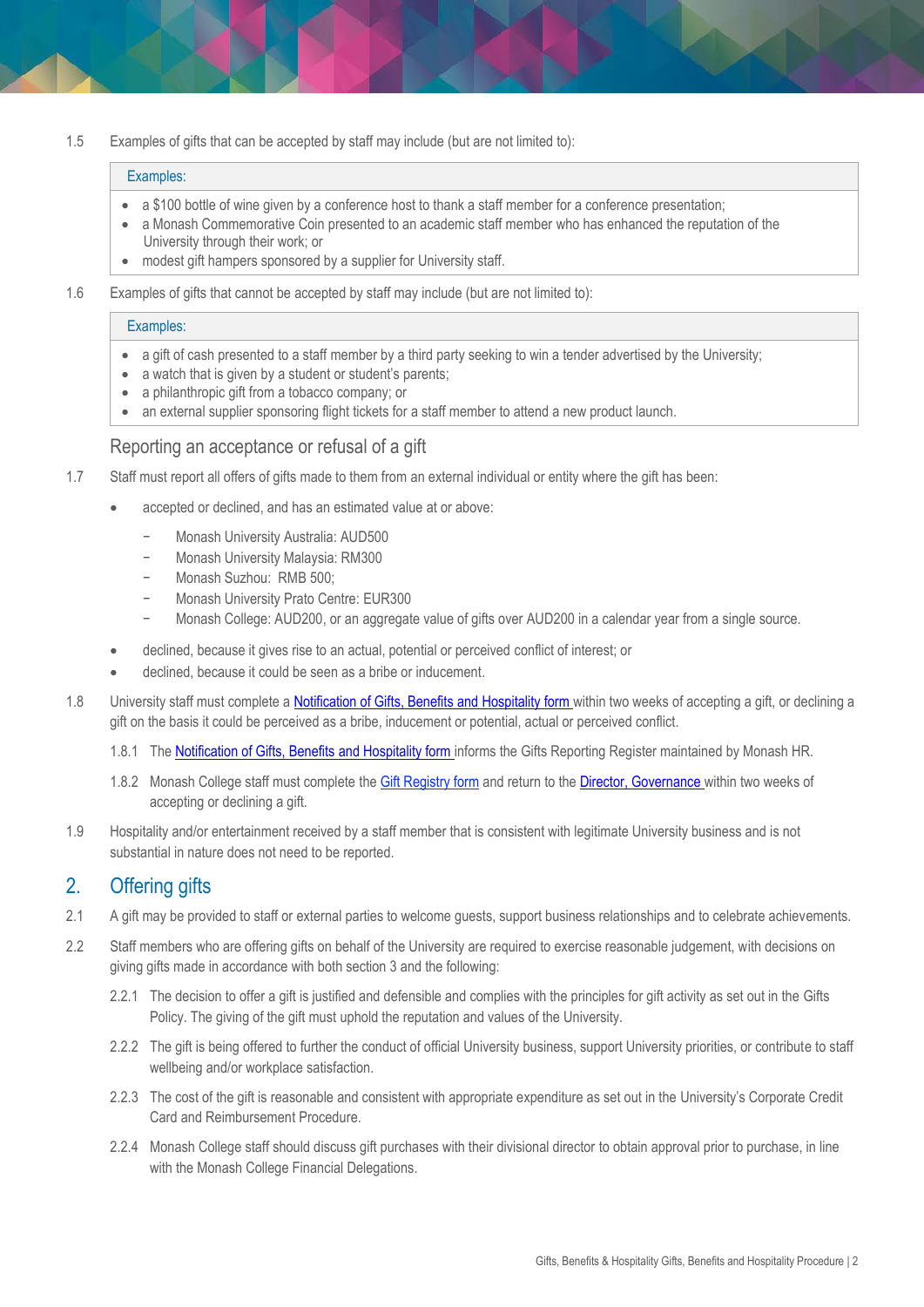1.5 Examples of gifts that can be accepted by staff may include (but are not limited to):

> **Examples:**
>
> - a $100 bottle of wine given by a conference host to thank a staff member for a conference presentation;
> - a Monash Commemorative Coin presented to an academic staff member who has enhanced the reputation of the University through their work; or
> - modest gift hampers sponsored by a supplier for University staff.

1.6 Examples of gifts that cannot be accepted by staff may include (but are not limited to):

> **Examples:**
>
> - a gift of cash presented to a staff member by a third party seeking to win a tender advertised by the University;
> - a watch that is given by a student or student's parents;
> - a philanthropic gift from a tobacco company; or
> - an external supplier sponsoring flight tickets for a staff member to attend a new product launch.

### Reporting an acceptance or refusal of a gift

1.7 Staff must report all offers of gifts made to them from an external individual or entity where the gift has been:

- accepted or declined, and has an estimated value at or above:
  - Monash University Australia: AUD500
  - Monash University Malaysia: RM300
  - Monash Suzhou: RMB 500;
  - Monash University Prato Centre: EUR300
  - Monash College: AUD200, or an aggregate value of gifts over AUD200 in a calendar year from a single source.
- declined, because it gives rise to an actual, potential or perceived conflict of interest; or
- declined, because it could be seen as a bribe or inducement.

1.8 University staff must complete a Notification of Gifts, Benefits and Hospitality form within two weeks of accepting a gift, or declining a gift on the basis it could be perceived as a bribe, inducement or potential, actual or perceived conflict.

1.8.1 The Notification of Gifts, Benefits and Hospitality form informs the Gifts Reporting Register maintained by Monash HR.

1.8.2 Monash College staff must complete the Gift Registry form and return to the Director, Governance within two weeks of accepting or declining a gift.

1.9 Hospitality and/or entertainment received by a staff member that is consistent with legitimate University business and is not substantial in nature does not need to be reported.

## 2. Offering gifts

2.1 A gift may be provided to staff or external parties to welcome guests, support business relationships and to celebrate achievements.

2.2 Staff members who are offering gifts on behalf of the University are required to exercise reasonable judgement, with decisions on giving gifts made in accordance with both section 3 and the following:

2.2.1 The decision to offer a gift is justified and defensible and complies with the principles for gift activity as set out in the Gifts Policy. The giving of the gift must uphold the reputation and values of the University.

2.2.2 The gift is being offered to further the conduct of official University business, support University priorities, or contribute to staff wellbeing and/or workplace satisfaction.

2.2.3 The cost of the gift is reasonable and consistent with appropriate expenditure as set out in the University's Corporate Credit Card and Reimbursement Procedure.

2.2.4 Monash College staff should discuss gift purchases with their divisional director to obtain approval prior to purchase, in line with the Monash College Financial Delegations.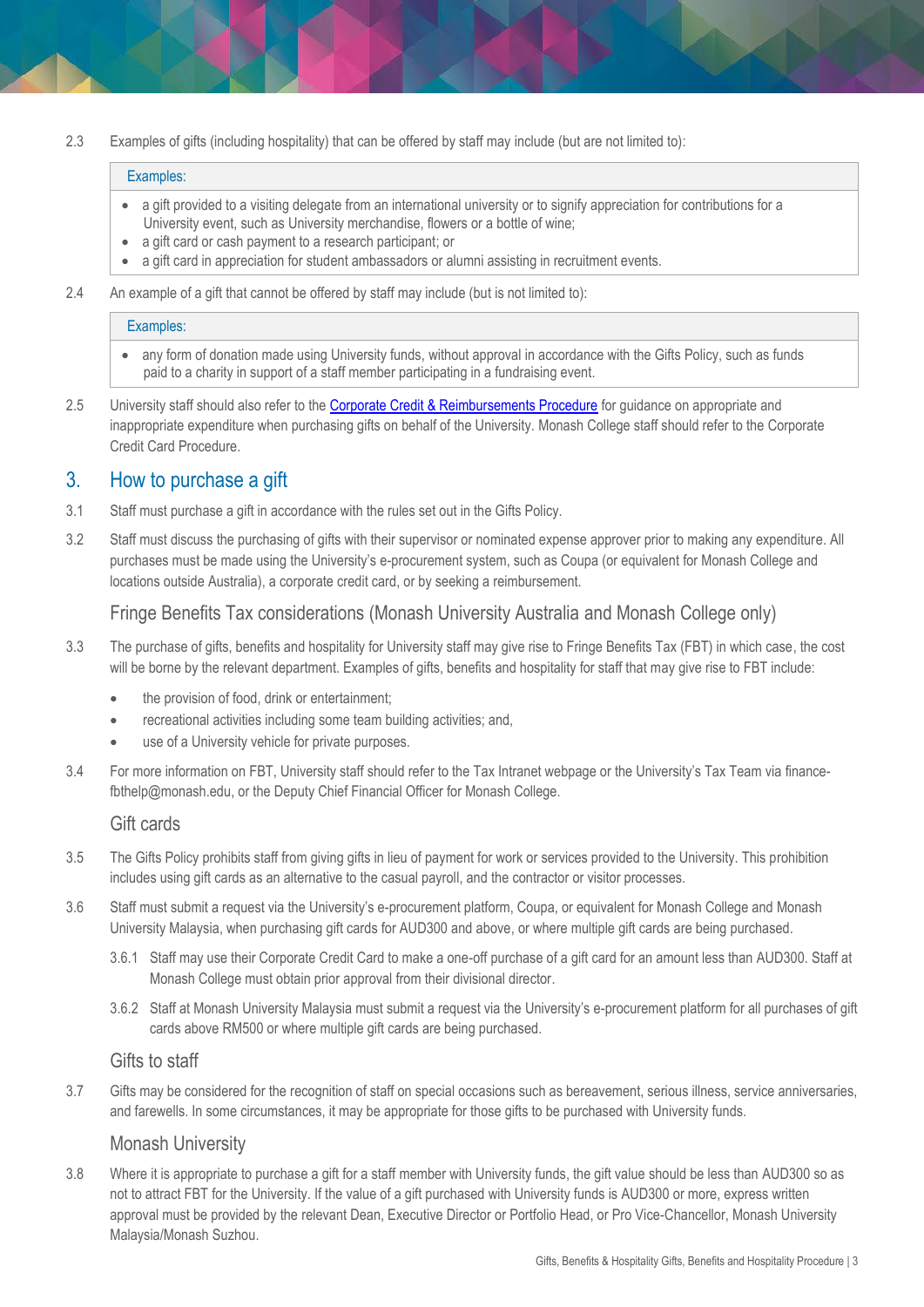2.3 Examples of gifts (including hospitality) that can be offered by staff may include (but are not limited to):

> Examples:
>
> - a gift provided to a visiting delegate from an international university or to signify appreciation for contributions for a University event, such as University merchandise, flowers or a bottle of wine;
> - a gift card or cash payment to a research participant; or
> - a gift card in appreciation for student ambassadors or alumni assisting in recruitment events.

2.4 An example of a gift that cannot be offered by staff may include (but is not limited to):

> Examples:
>
> - any form of donation made using University funds, without approval in accordance with the Gifts Policy, such as funds paid to a charity in support of a staff member participating in a fundraising event.

2.5 University staff should also refer to the [Corporate Credit & Reimbursements Procedure] for guidance on appropriate and inappropriate expenditure when purchasing gifts on behalf of the University. Monash College staff should refer to the Corporate Credit Card Procedure.

## 3. How to purchase a gift

3.1 Staff must purchase a gift in accordance with the rules set out in the Gifts Policy.

3.2 Staff must discuss the purchasing of gifts with their supervisor or nominated expense approver prior to making any expenditure. All purchases must be made using the University's e-procurement system, such as Coupa (or equivalent for Monash College and locations outside Australia), a corporate credit card, or by seeking a reimbursement.

### Fringe Benefits Tax considerations (Monash University Australia and Monash College only)

3.3 The purchase of gifts, benefits and hospitality for University staff may give rise to Fringe Benefits Tax (FBT) in which case, the cost will be borne by the relevant department. Examples of gifts, benefits and hospitality for staff that may give rise to FBT include:

- the provision of food, drink or entertainment;
- recreational activities including some team building activities; and,
- use of a University vehicle for private purposes.

3.4 For more information on FBT, University staff should refer to the Tax Intranet webpage or the University's Tax Team via finance-fbthelp@monash.edu, or the Deputy Chief Financial Officer for Monash College.

### Gift cards

3.5 The Gifts Policy prohibits staff from giving gifts in lieu of payment for work or services provided to the University. This prohibition includes using gift cards as an alternative to the casual payroll, and the contractor or visitor processes.

3.6 Staff must submit a request via the University's e-procurement platform, Coupa, or equivalent for Monash College and Monash University Malaysia, when purchasing gift cards for AUD300 and above, or where multiple gift cards are being purchased.

3.6.1 Staff may use their Corporate Credit Card to make a one-off purchase of a gift card for an amount less than AUD300. Staff at Monash College must obtain prior approval from their divisional director.

3.6.2 Staff at Monash University Malaysia must submit a request via the University's e-procurement platform for all purchases of gift cards above RM500 or where multiple gift cards are being purchased.

### Gifts to staff

3.7 Gifts may be considered for the recognition of staff on special occasions such as bereavement, serious illness, service anniversaries, and farewells. In some circumstances, it may be appropriate for those gifts to be purchased with University funds.

### Monash University

3.8 Where it is appropriate to purchase a gift for a staff member with University funds, the gift value should be less than AUD300 so as not to attract FBT for the University. If the value of a gift purchased with University funds is AUD300 or more, express written approval must be provided by the relevant Dean, Executive Director or Portfolio Head, or Pro Vice-Chancellor, Monash University Malaysia/Monash Suzhou.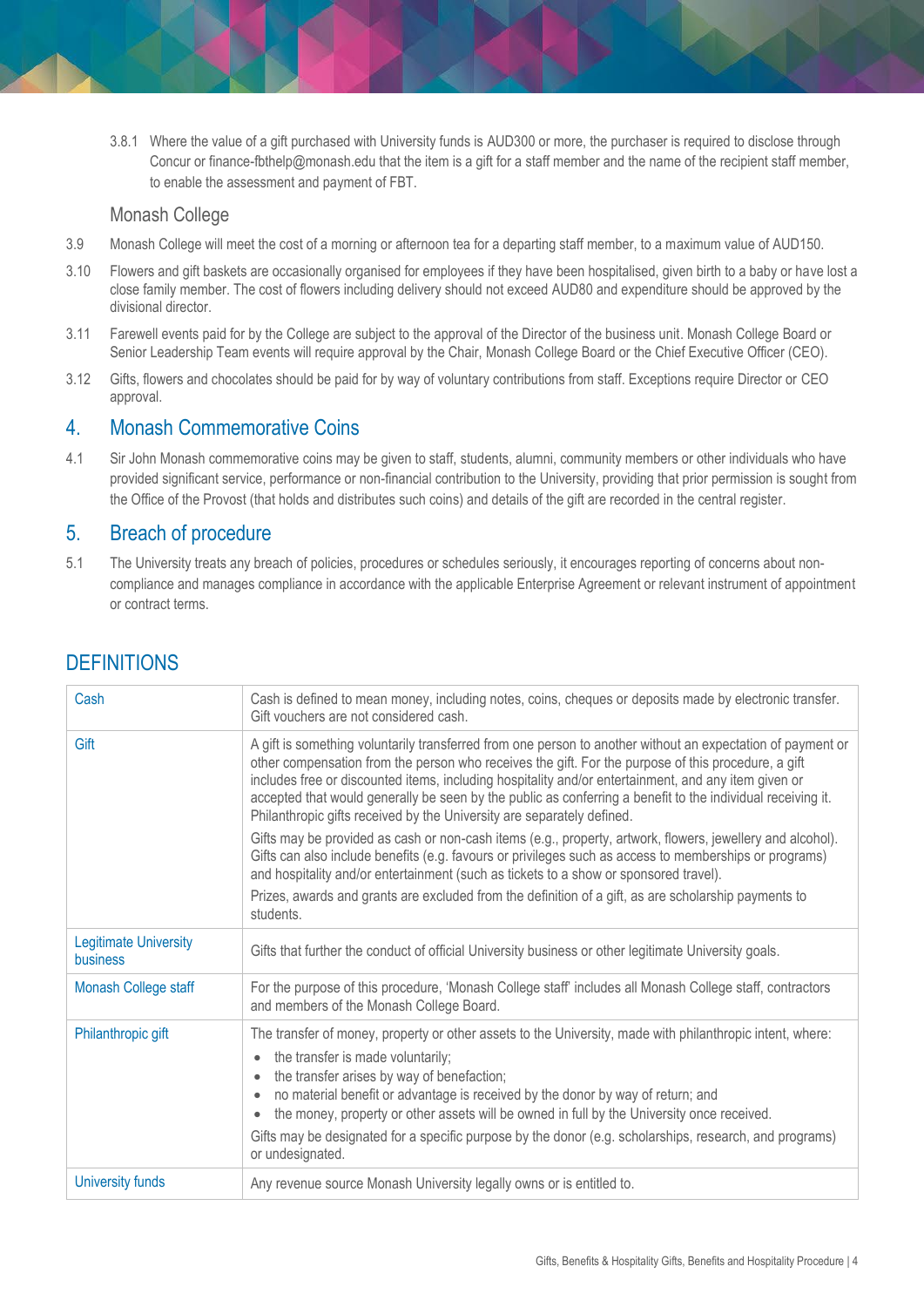3.8.1 Where the value of a gift purchased with University funds is AUD300 or more, the purchaser is required to disclose through Concur or finance-fbthelp@monash.edu that the item is a gift for a staff member and the name of the recipient staff member, to enable the assessment and payment of FBT.

### Monash College

3.9 Monash College will meet the cost of a morning or afternoon tea for a departing staff member, to a maximum value of AUD150.

3.10 Flowers and gift baskets are occasionally organised for employees if they have been hospitalised, given birth to a baby or have lost a close family member. The cost of flowers including delivery should not exceed AUD80 and expenditure should be approved by the divisional director.

3.11 Farewell events paid for by the College are subject to the approval of the Director of the business unit. Monash College Board or Senior Leadership Team events will require approval by the Chair, Monash College Board or the Chief Executive Officer (CEO).

3.12 Gifts, flowers and chocolates should be paid for by way of voluntary contributions from staff. Exceptions require Director or CEO approval.

## 4. Monash Commemorative Coins

4.1 Sir John Monash commemorative coins may be given to staff, students, alumni, community members or other individuals who have provided significant service, performance or non-financial contribution to the University, providing that prior permission is sought from the Office of the Provost (that holds and distributes such coins) and details of the gift are recorded in the central register.

## 5. Breach of procedure

5.1 The University treats any breach of policies, procedures or schedules seriously, it encourages reporting of concerns about non-compliance and manages compliance in accordance with the applicable Enterprise Agreement or relevant instrument of appointment or contract terms.

## DEFINITIONS

| Term | Definition |
|---|---|
| Cash | Cash is defined to mean money, including notes, coins, cheques or deposits made by electronic transfer. Gift vouchers are not considered cash. |
| Gift | A gift is something voluntarily transferred from one person to another without an expectation of payment or other compensation from the person who receives the gift. For the purpose of this procedure, a gift includes free or discounted items, including hospitality and/or entertainment, and any item given or accepted that would generally be seen by the public as conferring a benefit to the individual receiving it. Philanthropic gifts received by the University are separately defined.<br><br>Gifts may be provided as cash or non-cash items (e.g., property, artwork, flowers, jewellery and alcohol). Gifts can also include benefits (e.g. favours or privileges such as access to memberships or programs) and hospitality and/or entertainment (such as tickets to a show or sponsored travel).<br><br>Prizes, awards and grants are excluded from the definition of a gift, as are scholarship payments to students. |
| Legitimate University business | Gifts that further the conduct of official University business or other legitimate University goals. |
| Monash College staff | For the purpose of this procedure, 'Monash College staff' includes all Monash College staff, contractors and members of the Monash College Board. |
| Philanthropic gift | The transfer of money, property or other assets to the University, made with philanthropic intent, where:<br>• the transfer is made voluntarily;<br>• the transfer arises by way of benefaction;<br>• no material benefit or advantage is received by the donor by way of return; and<br>• the money, property or other assets will be owned in full by the University once received.<br><br>Gifts may be designated for a specific purpose by the donor (e.g. scholarships, research, and programs) or undesignated. |
| University funds | Any revenue source Monash University legally owns or is entitled to. |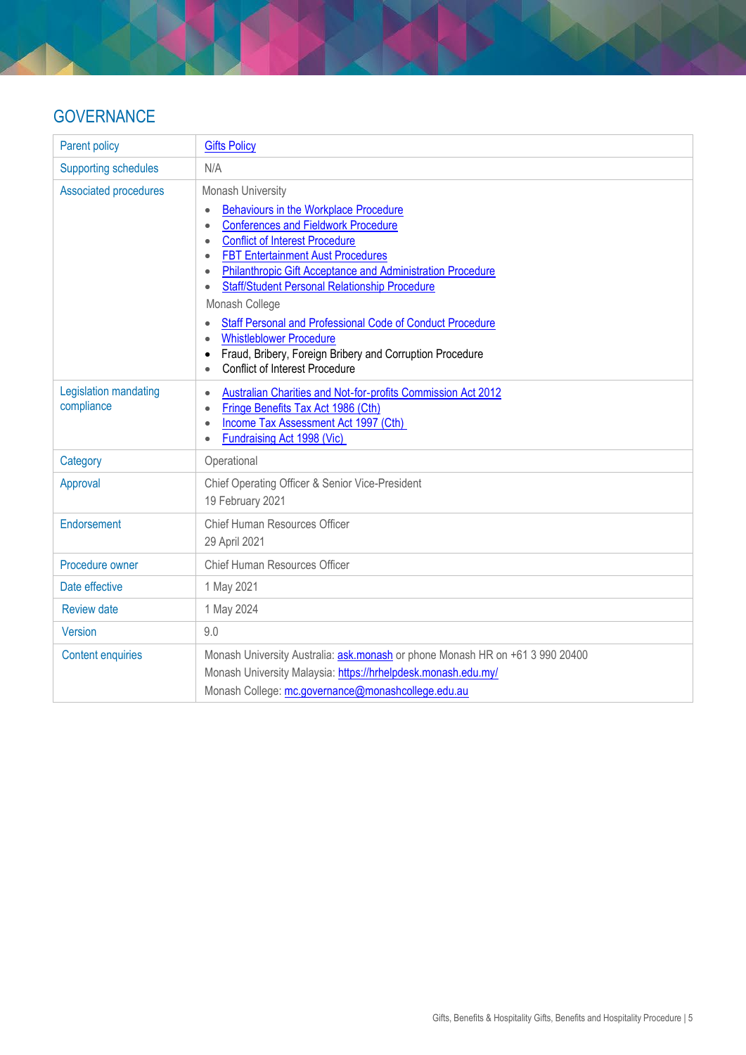## GOVERNANCE

| | |
|---|---|
| Parent policy | Gifts Policy |
| Supporting schedules | N/A |
| Associated procedures | Monash University<br>• Behaviours in the Workplace Procedure<br>• Conferences and Fieldwork Procedure<br>• Conflict of Interest Procedure<br>• FBT Entertainment Aust Procedures<br>• Philanthropic Gift Acceptance and Administration Procedure<br>• Staff/Student Personal Relationship Procedure<br>Monash College<br>• Staff Personal and Professional Code of Conduct Procedure<br>• Whistleblower Procedure<br>• Fraud, Bribery, Foreign Bribery and Corruption Procedure<br>• Conflict of Interest Procedure |
| Legislation mandating compliance | • Australian Charities and Not-for-profits Commission Act 2012<br>• Fringe Benefits Tax Act 1986 (Cth)<br>• Income Tax Assessment Act 1997 (Cth)<br>• Fundraising Act 1998 (Vic) |
| Category | Operational |
| Approval | Chief Operating Officer & Senior Vice-President<br>19 February 2021 |
| Endorsement | Chief Human Resources Officer<br>29 April 2021 |
| Procedure owner | Chief Human Resources Officer |
| Date effective | 1 May 2021 |
| Review date | 1 May 2024 |
| Version | 9.0 |
| Content enquiries | Monash University Australia: ask.monash or phone Monash HR on +61 3 990 20400<br>Monash University Malaysia: https://hrhelpdesk.monash.edu.my/<br>Monash College: mc.governance@monashcollege.edu.au |